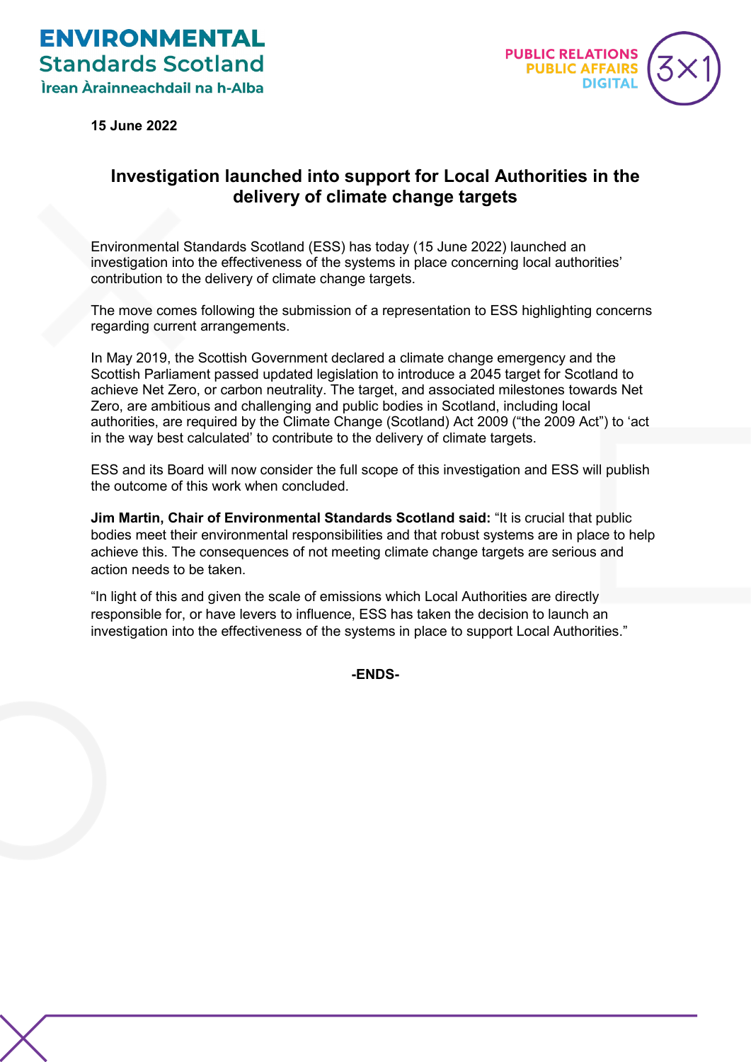ENVIRONMENTAL Standards Scotland
Ìrean Àrainneachdail na h-Alba

PUBLIC RELATIONS
PUBLIC AFFAIRS
DIGITAL

**15 June 2022**

# Investigation launched into support for Local Authorities in the delivery of climate change targets

Environmental Standards Scotland (ESS) has today (15 June 2022) launched an investigation into the effectiveness of the systems in place concerning local authorities' contribution to the delivery of climate change targets.

The move comes following the submission of a representation to ESS highlighting concerns regarding current arrangements.

In May 2019, the Scottish Government declared a climate change emergency and the Scottish Parliament passed updated legislation to introduce a 2045 target for Scotland to achieve Net Zero, or carbon neutrality. The target, and associated milestones towards Net Zero, are ambitious and challenging and public bodies in Scotland, including local authorities, are required by the Climate Change (Scotland) Act 2009 ("the 2009 Act") to 'act in the way best calculated' to contribute to the delivery of climate targets.

ESS and its Board will now consider the full scope of this investigation and ESS will publish the outcome of this work when concluded.

**Jim Martin, Chair of Environmental Standards Scotland said:** "It is crucial that public bodies meet their environmental responsibilities and that robust systems are in place to help achieve this. The consequences of not meeting climate change targets are serious and action needs to be taken.

"In light of this and given the scale of emissions which Local Authorities are directly responsible for, or have levers to influence, ESS has taken the decision to launch an investigation into the effectiveness of the systems in place to support Local Authorities."

**-ENDS-**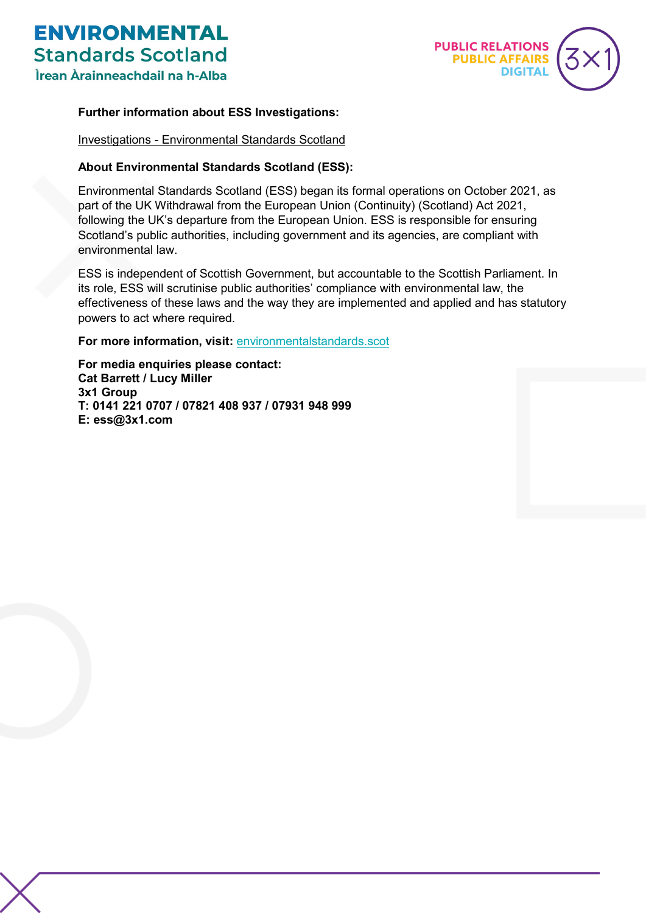**Further information about ESS Investigations:**

Investigations - Environmental Standards Scotland

**About Environmental Standards Scotland (ESS):**

Environmental Standards Scotland (ESS) began its formal operations on October 2021, as part of the UK Withdrawal from the European Union (Continuity) (Scotland) Act 2021, following the UK's departure from the European Union. ESS is responsible for ensuring Scotland's public authorities, including government and its agencies, are compliant with environmental law.

ESS is independent of Scottish Government, but accountable to the Scottish Parliament. In its role, ESS will scrutinise public authorities' compliance with environmental law, the effectiveness of these laws and the way they are implemented and applied and has statutory powers to act where required.

**For more information, visit:** environmentalstandards.scot

**For media enquiries please contact:**
**Cat Barrett / Lucy Miller**
**3x1 Group**
**T: 0141 221 0707 / 07821 408 937 / 07931 948 999**
**E: ess@3x1.com**